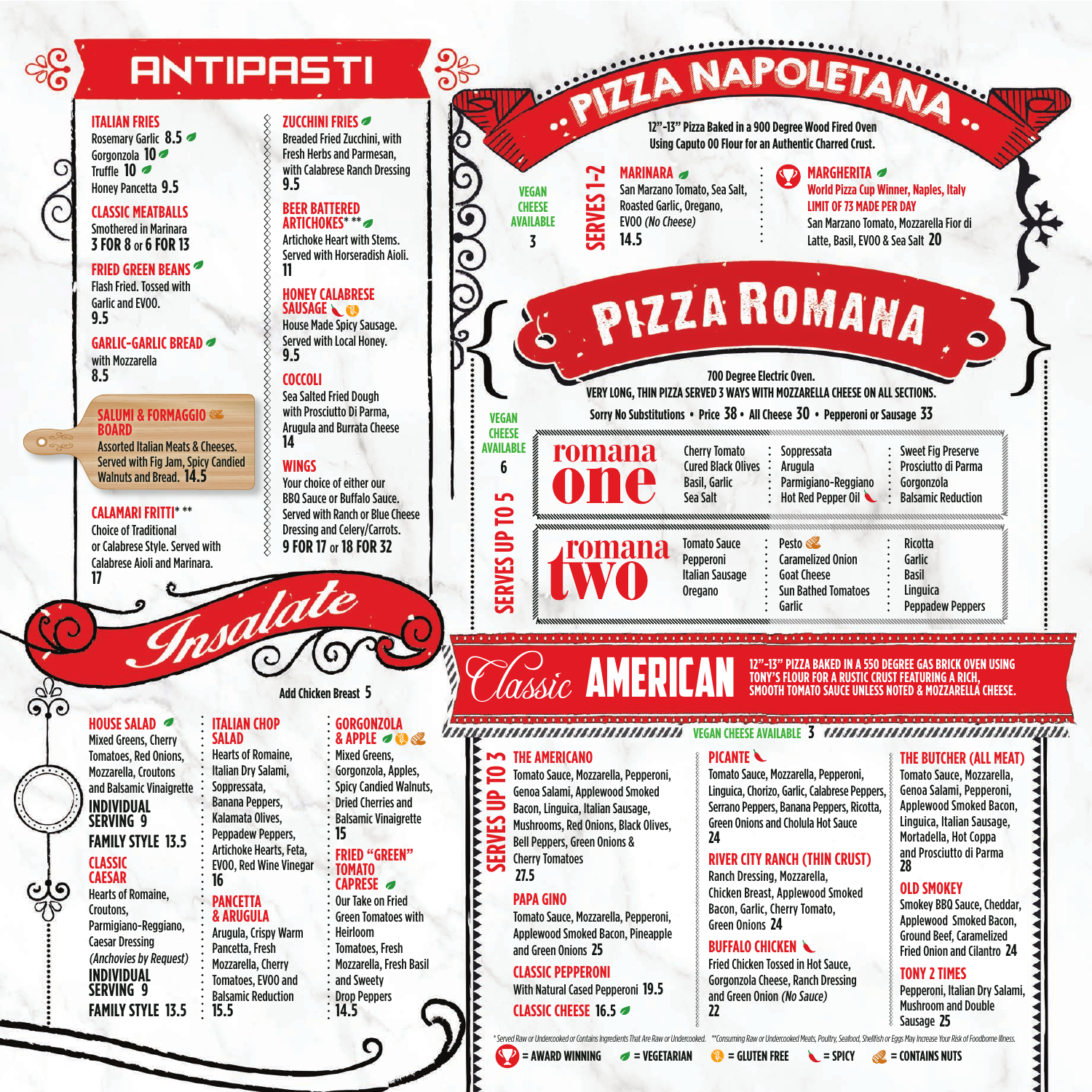# ANTIPASTI

**ITALIAN FRIES**
Rosemary Garlic 8.5
Gorgonzola 10
Truffle 10
Honey Pancetta 9.5

**CLASSIC MEATBALLS**
Smothered in Marinara
3 FOR 8 or 6 FOR 13

**FRIED GREEN BEANS**
Flash Fried. Tossed with Garlic and EVOO.
9.5

**GARLIC-GARLIC BREAD**
with Mozzarella
8.5

**SALUMI & FORMAGGIO BOARD**
Assorted Italian Meats & Cheeses. Served with Fig Jam, Spicy Candied Walnuts and Bread. 14.5

**CALAMARI FRITTI* ****
Choice of Traditional or Calabrese Style. Served with Calabrese Aioli and Marinara.
17

**ZUCCHINI FRIES**
Breaded Fried Zucchini, with Fresh Herbs and Parmesan, with Calabrese Ranch Dressing
9.5

**BEER BATTERED ARTICHOKES* ****
Artichoke Heart with Stems. Served with Horseradish Aioli.
11

**HONEY CALABRESE SAUSAGE**
House Made Spicy Sausage. Served with Local Honey.
9.5

**COCCOLI**
Sea Salted Fried Dough with Prosciutto Di Parma, Arugula and Burrata Cheese
14

**WINGS**
Your choice of either our BBQ Sauce or Buffalo Sauce. Served with Ranch or Blue Cheese Dressing and Celery/Carrots.
9 FOR 17 or 18 FOR 32

# Insalate

Add Chicken Breast 5

**HOUSE SALAD**
Mixed Greens, Cherry Tomatoes, Red Onions, Mozzarella, Croutons and Balsamic Vinaigrette
INDIVIDUAL SERVING 9
FAMILY STYLE 13.5

**CLASSIC CAESAR**
Hearts of Romaine, Croutons, Parmigiano-Reggiano, Caesar Dressing *(Anchovies by Request)*
INDIVIDUAL SERVING 9
FAMILY STYLE 13.5

**ITALIAN CHOP SALAD**
Hearts of Romaine, Italian Dry Salami, Soppressata, Banana Peppers, Kalamata Olives, Peppadew Peppers, Artichoke Hearts, Feta, EVOO, Red Wine Vinegar
16

**PANCETTA & ARUGULA**
Arugula, Crispy Warm Pancetta, Fresh Mozzarella, Cherry Tomatoes, EVOO and Balsamic Reduction
15.5

**GORGONZOLA & APPLE**
Mixed Greens, Gorgonzola, Apples, Spicy Candied Walnuts, Dried Cherries and Balsamic Vinaigrette
15

**FRIED "GREEN" TOMATO CAPRESE**
Our Take on Fried Green Tomatoes with Heirloom Tomatoes, Fresh Mozzarella, Fresh Basil and Sweety Drop Peppers
14.5

# PIZZA NAPOLETANA

12"-13" Pizza Baked in a 900 Degree Wood Fired Oven Using Caputo 00 Flour for an Authentic Charred Crust.

VEGAN CHEESE AVAILABLE 3

SERVES 1-2

**MARINARA**
San Marzano Tomato, Sea Salt, Roasted Garlic, Oregano, EVOO *(No Cheese)*
14.5

**MARGHERITA**
World Pizza Cup Winner, Naples, Italy
LIMIT OF 73 MADE PER DAY
San Marzano Tomato, Mozzarella Fior di Latte, Basil, EVOO & Sea Salt 20

# PIZZA ROMANA

700 Degree Electric Oven.
VERY LONG, THIN PIZZA SERVED 3 WAYS WITH MOZZARELLA CHEESE ON ALL SECTIONS.
Sorry No Substitutions • Price 38 • All Cheese 30 • Pepperoni or Sausage 33

VEGAN CHEESE AVAILABLE 6

SERVES UP TO 5

**romana one**

| | | |
|---|---|---|
| Cherry Tomato, Cured Black Olives, Basil, Garlic, Sea Salt | Soppressata, Arugula, Parmigiano-Reggiano, Hot Red Pepper Oil | Sweet Fig Preserve, Prosciutto di Parma, Gorgonzola, Balsamic Reduction |

**romana two**

| | | |
|---|---|---|
| Tomato Sauce, Pepperoni, Italian Sausage, Oregano | Pesto, Caramelized Onion, Goat Cheese, Sun Bathed Tomatoes, Garlic | Ricotta, Garlic, Basil, Linguica, Peppadew Peppers |

# Classic AMERICAN

12"-13" PIZZA BAKED IN A 550 DEGREE GAS BRICK OVEN USING TONY'S FLOUR FOR A RUSTIC CRUST FEATURING A RICH, SMOOTH TOMATO SAUCE UNLESS NOTED & MOZZARELLA CHEESE.

VEGAN CHEESE AVAILABLE 3

SERVES UP TO 3

**THE AMERICANO**
Tomato Sauce, Mozzarella, Pepperoni, Genoa Salami, Applewood Smoked Bacon, Linguica, Italian Sausage, Mushrooms, Red Onions, Black Olives, Bell Peppers, Green Onions & Cherry Tomatoes
27.5

**PAPA GINO**
Tomato Sauce, Mozzarella, Pepperoni, Applewood Smoked Bacon, Pineapple and Green Onions 25

**CLASSIC PEPPERONI**
With Natural Cased Pepperoni 19.5

**CLASSIC CHEESE** 16.5

**PICANTE**
Tomato Sauce, Mozzarella, Pepperoni, Linguica, Chorizo, Garlic, Calabrese Peppers, Serrano Peppers, Banana Peppers, Ricotta, Green Onions and Cholula Hot Sauce
24

**RIVER CITY RANCH (THIN CRUST)**
Ranch Dressing, Mozzarella, Chicken Breast, Applewood Smoked Bacon, Garlic, Cherry Tomato, Green Onions 24

**BUFFALO CHICKEN**
Fried Chicken Tossed in Hot Sauce, Gorgonzola Cheese, Ranch Dressing and Green Onion *(No Sauce)*
22

**THE BUTCHER (ALL MEAT)**
Tomato Sauce, Mozzarella, Genoa Salami, Pepperoni, Applewood Smoked Bacon, Linguica, Italian Sausage, Mortadella, Hot Coppa and Prosciutto di Parma
28

**OLD SMOKEY**
Smokey BBQ Sauce, Cheddar, Applewood Smoked Bacon, Ground Beef, Caramelized Fried Onion and Cilantro 24

**TONY 2 TIMES**
Pepperoni, Italian Dry Salami, Mushroom and Double Sausage 25

*Served Raw or Undercooked or Contains Ingredients That Are Raw or Undercooked. **Consuming Raw or Undercooked Meats, Poultry, Seafood, Shellfish or Eggs May Increase Your Risk of Foodborne Illness.

= AWARD WINNING = VEGETARIAN = GLUTEN FREE = SPICY = CONTAINS NUTS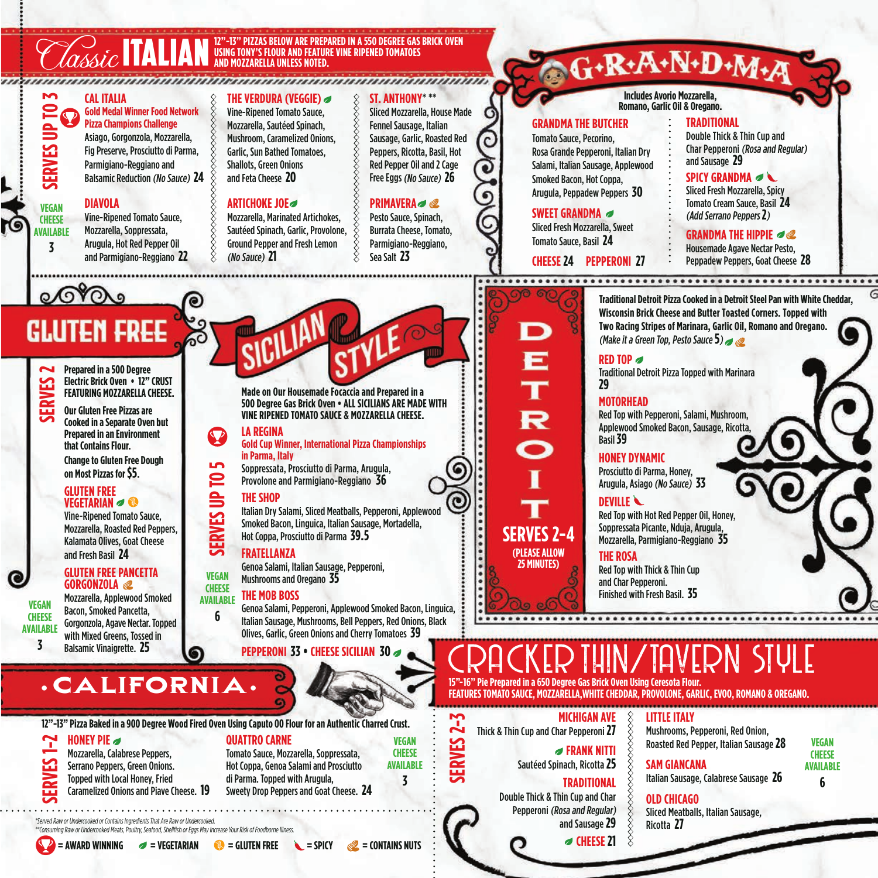# Classic ITALIAN

**12"–13" PIZZAS BELOW ARE PREPARED IN A 550 DEGREE GAS BRICK OVEN USING TONY'S FLOUR AND FEATURE VINE RIPENED TOMATOES AND MOZZARELLA UNLESS NOTED.**

**SERVES UP TO 3**

**VEGAN CHEESE AVAILABLE 3**

### CAL ITALIA
Gold Medal Winner Food Network Pizza Champions Challenge
Asiago, Gorgonzola, Mozzarella, Fig Preserve, Prosciutto di Parma, Parmigiano-Reggiano and Balsamic Reduction *(No Sauce)* **24**

### DIAVOLA
Vine-Ripened Tomato Sauce, Mozzarella, Soppressata, Arugula, Hot Red Pepper Oil and Parmigiano-Reggiano **22**

### THE VERDURA (VEGGIE)
Vine-Ripened Tomato Sauce, Mozzarella, Sautéed Spinach, Mushroom, Caramelized Onions, Garlic, Sun Bathed Tomatoes, Shallots, Green Onions and Feta Cheese **20**

### ARTICHOKE JOE
Mozzarella, Marinated Artichokes, Sautéed Spinach, Garlic, Provolone, Ground Pepper and Fresh Lemon *(No Sauce)* **21**

### ST. ANTHONY* **
Sliced Mozzarella, House Made Fennel Sausage, Italian Sausage, Garlic, Roasted Red Peppers, Ricotta, Basil, Hot Red Pepper Oil and 2 Cage Free Eggs *(No Sauce)* **26**

### PRIMAVERA
Pesto Sauce, Spinach, Burrata Cheese, Tomato, Parmigiano-Reggiano, Sea Salt **23**

# G·R·A·N·D·M·A

**Includes Avorio Mozzarella, Romano, Garlic Oil & Oregano.**

### GRANDMA THE BUTCHER
Tomato Sauce, Pecorino, Rosa Grande Pepperoni, Italian Dry Salami, Italian Sausage, Applewood Smoked Bacon, Hot Coppa, Arugula, Peppadew Peppers **30**

### SWEET GRANDMA
Sliced Fresh Mozzarella, Sweet Tomato Sauce, Basil **24**

### CHEESE 24 PEPPERONI 27

### TRADITIONAL
Double Thick & Thin Cup and Char Pepperoni *(Rosa and Regular)* and Sausage **29**

### SPICY GRANDMA
Sliced Fresh Mozzarella, Spicy Tomato Cream Sauce, Basil **24**
*(Add Serrano Peppers 2)*

### GRANDMA THE HIPPIE
Housemade Agave Nectar Pesto, Peppadew Peppers, Goat Cheese **28**

# GLUTEN FREE

**SERVES 2**

**Prepared in a 500 Degree Electric Brick Oven • 12" CRUST FEATURING MOZZARELLA CHEESE.**

**Our Gluten Free Pizzas are Cooked in a Separate Oven but Prepared in an Environment that Contains Flour.**

**Change to Gluten Free Dough on Most Pizzas for $5.**

**VEGAN CHEESE AVAILABLE 3**

### GLUTEN FREE VEGETARIAN
Vine-Ripened Tomato Sauce, Mozzarella, Roasted Red Peppers, Kalamata Olives, Goat Cheese and Fresh Basil **24**

### GLUTEN FREE PANCETTA GORGONZOLA
Mozzarella, Applewood Smoked Bacon, Smoked Pancetta, Gorgonzola, Agave Nectar. Topped with Mixed Greens, Tossed in Balsamic Vinaigrette. **25**

# SICILIAN STYLE

**Made on Our Housemade Focaccia and Prepared in a 500 Degree Gas Brick Oven • ALL SICILIANS ARE MADE WITH VINE RIPENED TOMATO SAUCE & MOZZARELLA CHEESE.**

**SERVES UP TO 5**

**VEGAN CHEESE AVAILABLE 6**

### LA REGINA
Gold Cup Winner, International Pizza Championships in Parma, Italy
Soppressata, Prosciutto di Parma, Arugula, Provolone and Parmigiano-Reggiano **36**

### THE SHOP
Italian Dry Salami, Sliced Meatballs, Pepperoni, Applewood Smoked Bacon, Linguica, Italian Sausage, Mortadella, Hot Coppa, Prosciutto di Parma **39.5**

### FRATELLANZA
Genoa Salami, Italian Sausage, Pepperoni, Mushrooms and Oregano **35**

### THE MOB BOSS
Genoa Salami, Pepperoni, Applewood Smoked Bacon, Linguica, Italian Sausage, Mushrooms, Bell Peppers, Red Onions, Black Olives, Garlic, Green Onions and Cherry Tomatoes **39**

### PEPPERONI 33 • CHEESE SICILIAN 30

# DETROIT

**SERVES 2-4**
**(PLEASE ALLOW 25 MINUTES)**

**Traditional Detroit Pizza Cooked in a Detroit Steel Pan with White Cheddar, Wisconsin Brick Cheese and Butter Toasted Corners. Topped with Two Racing Stripes of Marinara, Garlic Oil, Romano and Oregano.** *(Make it a Green Top, Pesto Sauce 5)*

### RED TOP
Traditional Detroit Pizza Topped with Marinara **29**

### MOTORHEAD
Red Top with Pepperoni, Salami, Mushroom, Applewood Smoked Bacon, Sausage, Ricotta, Basil **39**

### HONEY DYNAMIC
Prosciutto di Parma, Honey, Arugula, Asiago *(No Sauce)* **33**

### DEVILLE
Red Top with Hot Red Pepper Oil, Honey, Soppressata Picante, Nduja, Arugula, Mozzarella, Parmigiano-Reggiano **35**

### THE ROSA
Red Top with Thick & Thin Cup and Char Pepperoni. Finished with Fresh Basil. **35**

# CALIFORNIA

**12"–13" Pizza Baked in a 900 Degree Wood Fired Oven Using Caputo 00 Flour for an Authentic Charred Crust.**

**SERVES 1-2**

**VEGAN CHEESE AVAILABLE 3**

### HONEY PIE
Mozzarella, Calabrese Peppers, Serrano Peppers, Green Onions. Topped with Local Honey, Fried Caramelized Onions and Piave Cheese. **19**

### QUATTRO CARNE
Tomato Sauce, Mozzarella, Soppressata, Hot Coppa, Genoa Salami and Prosciutto di Parma. Topped with Arugula, Sweety Drop Peppers and Goat Cheese. **24**

# CRACKER THIN/TAVERN STYLE

**15"–16" Pie Prepared in a 650 Degree Gas Brick Oven Using Ceresota Flour. FEATURES TOMATO SAUCE, MOZZARELLA, WHITE CHEDDAR, PROVOLONE, GARLIC, EVOO, ROMANO & OREGANO.**

**SERVES 2-3**

**VEGAN CHEESE AVAILABLE 6**

### MICHIGAN AVE
Thick & Thin Cup and Char Pepperoni **27**

### FRANK NITTI
Sautéed Spinach, Ricotta **25**

### TRADITIONAL
Double Thick & Thin Cup and Char Pepperoni *(Rosa and Regular)* and Sausage **29**

### CHEESE 21

### LITTLE ITALY
Mushrooms, Pepperoni, Red Onion, Roasted Red Pepper, Italian Sausage **28**

### SAM GIANCANA
Italian Sausage, Calabrese Sausage **26**

### OLD CHICAGO
Sliced Meatballs, Italian Sausage, Ricotta **27**

*Served Raw or Undercooked or Contains Ingredients That Are Raw or Undercooked.
**Consuming Raw or Undercooked Meats, Poultry, Seafood, Shellfish or Eggs May Increase Your Risk of Foodborne Illness.

= AWARD WINNING = VEGETARIAN = GLUTEN FREE = SPICY = CONTAINS NUTS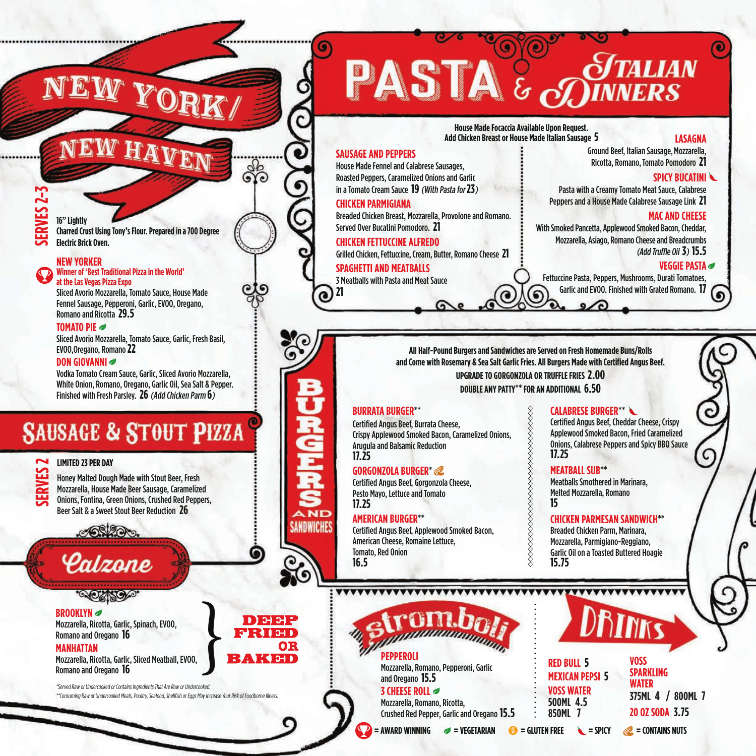# NEW YORK/ NEW HAVEN

**SERVES 2-3**

**16" Lightly Charred Crust Using Tony's Flour. Prepared in a 700 Degree Electric Brick Oven.**

### NEW YORKER
**Winner of 'Best Traditional Pizza in the World' at the Las Vegas Pizza Expo**
Sliced Avorio Mozzarella, Tomato Sauce, House Made Fennel Sausage, Pepperoni, Garlic, EVOO, Oregano, Romano and Ricotta **29.5**

### TOMATO PIE
Sliced Avorio Mozzarella, Tomato Sauce, Garlic, Fresh Basil, EVOO,Oregano, Romano **22**

### DON GIOVANNI
Vodka Tomato Cream Sauce, Garlic, Sliced Avorio Mozzarella, White Onion, Romano, Oregano, Garlic Oil, Sea Salt & Pepper. Finished with Fresh Parsley. **26** *(Add Chicken Parm **6**)*

# SAUSAGE & STOUT PIZZA

**SERVES 2**

**LIMITED 23 PER DAY**

Honey Malted Dough Made with Stout Beer, Fresh Mozzarella, House Made Beer Sausage, Caramelized Onions, Fontina, Green Onions, Crushed Red Peppers, Beer Salt & a Sweet Stout Beer Reduction **26**

# Calzone

**DEEP FRIED OR BAKED**

### BROOKLYN
Mozzarella, Ricotta, Garlic, Spinach, EVOO, Romano and Oregano **16**

### MANHATTAN
Mozzarella, Ricotta, Garlic, Sliced Meatball, EVOO, Romano and Oregano **16**

*\*Served Raw or Undercooked or Contains Ingredients That Are Raw or Undercooked.*
*\*\*Consuming Raw or Undercooked Meats, Poultry, Seafood, Shellfish or Eggs May Increase Your Risk of Foodborne Illness.*

# PASTA & ITALIAN DINNERS

**House Made Focaccia Available Upon Request.**
**Add Chicken Breast or House Made Italian Sausage 5**

### SAUSAGE AND PEPPERS
House Made Fennel and Calabrese Sausages, Roasted Peppers, Caramelized Onions and Garlic in a Tomato Cream Sauce **19** *(With Pasta for **23**)*

### CHICKEN PARMIGIANA
Breaded Chicken Breast, Mozzarella, Provolone and Romano. Served Over Bucatini Pomodoro. **21**

### CHICKEN FETTUCCINE ALFREDO
Grilled Chicken, Fettuccine, Cream, Butter, Romano Cheese **21**

### SPAGHETTI AND MEATBALLS
3 Meatballs with Pasta and Meat Sauce **21**

### LASAGNA
Ground Beef, Italian Sausage, Mozzarella, Ricotta, Romano, Tomato Pomodoro **21**

### SPICY BUCATINI
Pasta with a Creamy Tomato Meat Sauce, Calabrese Peppers and a House Made Calabrese Sausage Link **21**

### MAC AND CHEESE
With Smoked Pancetta, Applewood Smoked Bacon, Cheddar, Mozzarella, Asiago, Romano Cheese and Breadcrumbs *(Add Truffle Oil **3**)* **15.5**

### VEGGIE PASTA
Fettuccine Pasta, Peppers, Mushrooms, Durati Tomatoes, Garlic and EVOO. Finished with Grated Romano. **17**

# BURGERS AND SANDWICHES

**All Half-Pound Burgers and Sandwiches are Served on Fresh Homemade Buns/Rolls and Come with Rosemary & Sea Salt Garlic Fries. All Burgers Made with Certified Angus Beef.**

**UPGRADE TO GORGONZOLA OR TRUFFLE FRIES 2.00**

**DOUBLE ANY PATTY\*\* FOR AN ADDITIONAL 6.50**

### BURRATA BURGER**
Certified Angus Beef, Burrata Cheese, Crispy Applewood Smoked Bacon, Caramelized Onions, Arugula and Balsamic Reduction
**17.25**

### GORGONZOLA BURGER*
Certified Angus Beef, Gorgonzola Cheese, Pesto Mayo, Lettuce and Tomato
**17.25**

### AMERICAN BURGER**
Certified Angus Beef, Applewood Smoked Bacon, American Cheese, Romaine Lettuce, Tomato, Red Onion
**16.5**

### CALABRESE BURGER**
Certified Angus Beef, Cheddar Cheese, Crispy Applewood Smoked Bacon, Fried Caramelized Onions, Calabrese Peppers and Spicy BBQ Sauce
**17.25**

### MEATBALL SUB**
Meatballs Smothered in Marinara, Melted Mozzarella, Romano
**15**

### CHICKEN PARMESAN SANDWICH**
Breaded Chicken Parm, Marinara, Mozzarella, Parmigiano-Reggiano, Garlic Oil on a Toasted Buttered Hoagie
**15.75**

# stromboli

### PEPPEROLI
Mozzarella, Romano, Pepperoni, Garlic and Oregano **15.5**

### 3 CHEESE ROLL
Mozzarella, Romano, Ricotta, Crushed Red Pepper, Garlic and Oregano **15.5**

# DRINKS

- **RED BULL 5**
- **MEXICAN PEPSI 5**
- **VOSS WATER**
  - 500ML 4.5
  - 850ML 7
- **VOSS SPARKLING WATER**
  - 375ML 4 / 800ML 7
- **20 OZ SODA 3.75**

= AWARD WINNING = VEGETARIAN = GLUTEN FREE = SPICY = CONTAINS NUTS